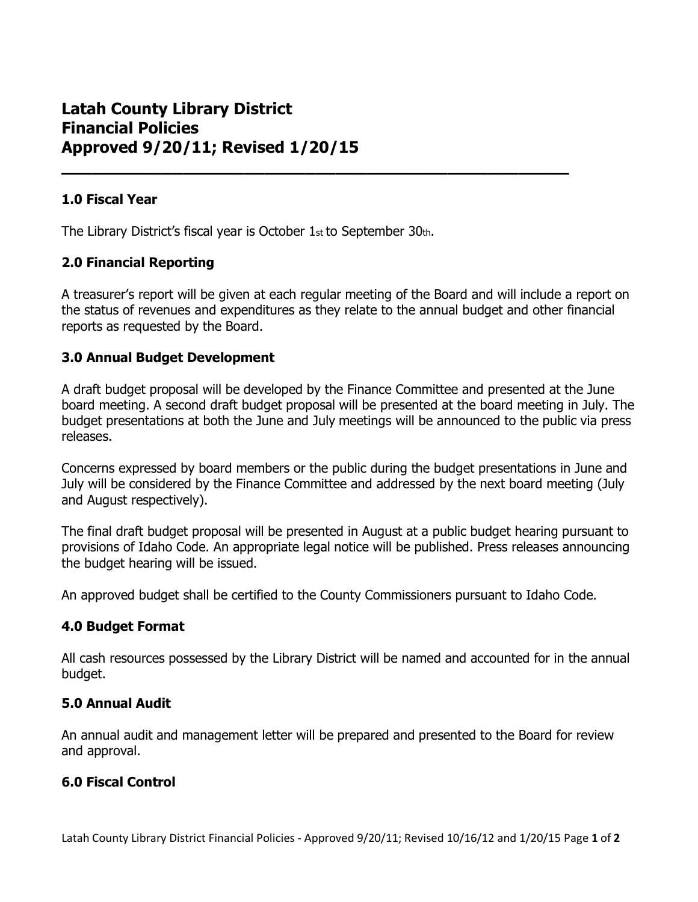# Latah County Library District
# Financial Policies
# Approved 9/20/11; Revised 1/20/15

---

## 1.0 Fiscal Year

The Library District's fiscal year is October 1st to September 30th.

## 2.0 Financial Reporting

A treasurer's report will be given at each regular meeting of the Board and will include a report on the status of revenues and expenditures as they relate to the annual budget and other financial reports as requested by the Board.

## 3.0 Annual Budget Development

A draft budget proposal will be developed by the Finance Committee and presented at the June board meeting. A second draft budget proposal will be presented at the board meeting in July. The budget presentations at both the June and July meetings will be announced to the public via press releases.

Concerns expressed by board members or the public during the budget presentations in June and July will be considered by the Finance Committee and addressed by the next board meeting (July and August respectively).

The final draft budget proposal will be presented in August at a public budget hearing pursuant to provisions of Idaho Code. An appropriate legal notice will be published. Press releases announcing the budget hearing will be issued.

An approved budget shall be certified to the County Commissioners pursuant to Idaho Code.

## 4.0 Budget Format

All cash resources possessed by the Library District will be named and accounted for in the annual budget.

## 5.0 Annual Audit

An annual audit and management letter will be prepared and presented to the Board for review and approval.

## 6.0 Fiscal Control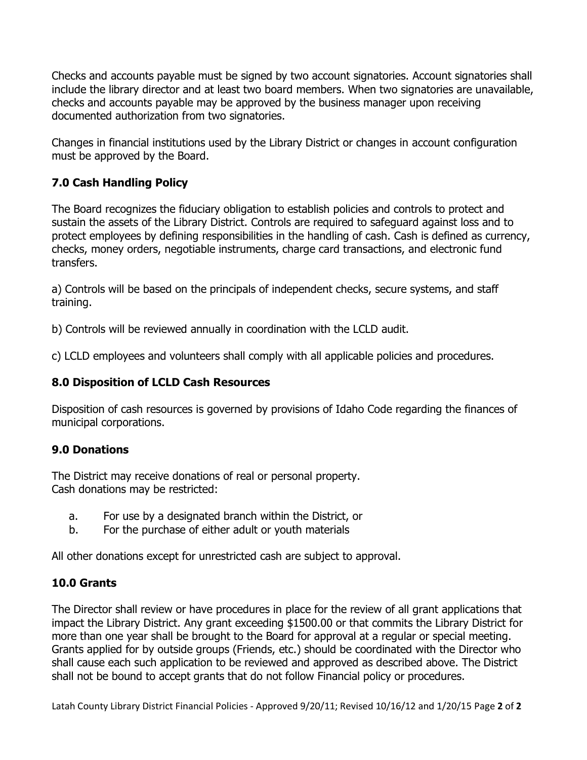Checks and accounts payable must be signed by two account signatories. Account signatories shall include the library director and at least two board members. When two signatories are unavailable, checks and accounts payable may be approved by the business manager upon receiving documented authorization from two signatories.

Changes in financial institutions used by the Library District or changes in account configuration must be approved by the Board.

### 7.0 Cash Handling Policy

The Board recognizes the fiduciary obligation to establish policies and controls to protect and sustain the assets of the Library District. Controls are required to safeguard against loss and to protect employees by defining responsibilities in the handling of cash. Cash is defined as currency, checks, money orders, negotiable instruments, charge card transactions, and electronic fund transfers.

a) Controls will be based on the principals of independent checks, secure systems, and staff training.

b) Controls will be reviewed annually in coordination with the LCLD audit.

c) LCLD employees and volunteers shall comply with all applicable policies and procedures.

### 8.0 Disposition of LCLD Cash Resources

Disposition of cash resources is governed by provisions of Idaho Code regarding the finances of municipal corporations.

### 9.0 Donations

The District may receive donations of real or personal property.
Cash donations may be restricted:

a. For use by a designated branch within the District, or
b. For the purchase of either adult or youth materials

All other donations except for unrestricted cash are subject to approval.

### 10.0 Grants

The Director shall review or have procedures in place for the review of all grant applications that impact the Library District. Any grant exceeding $1500.00 or that commits the Library District for more than one year shall be brought to the Board for approval at a regular or special meeting. Grants applied for by outside groups (Friends, etc.) should be coordinated with the Director who shall cause each such application to be reviewed and approved as described above. The District shall not be bound to accept grants that do not follow Financial policy or procedures.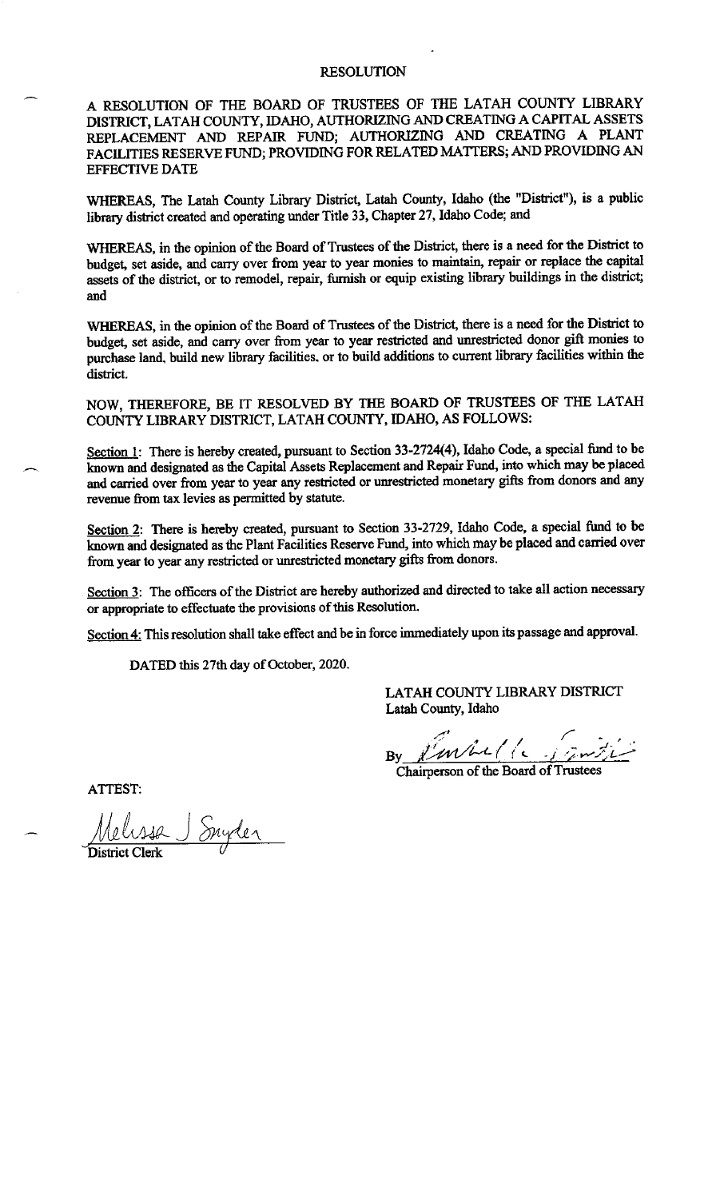# RESOLUTION

A RESOLUTION OF THE BOARD OF TRUSTEES OF THE LATAH COUNTY LIBRARY DISTRICT, LATAH COUNTY, IDAHO, AUTHORIZING AND CREATING A CAPITAL ASSETS REPLACEMENT AND REPAIR FUND; AUTHORIZING AND CREATING A PLANT FACILITIES RESERVE FUND; PROVIDING FOR RELATED MATTERS; AND PROVIDING AN EFFECTIVE DATE

WHEREAS, The Latah County Library District, Latah County, Idaho (the "District"), is a public library district created and operating under Title 33, Chapter 27, Idaho Code; and

WHEREAS, in the opinion of the Board of Trustees of the District, there is a need for the District to budget, set aside, and carry over from year to year monies to maintain, repair or replace the capital assets of the district, or to remodel, repair, furnish or equip existing library buildings in the district; and

WHEREAS, in the opinion of the Board of Trustees of the District, there is a need for the District to budget, set aside, and carry over from year to year restricted and unrestricted donor gift monies to purchase land, build new library facilities, or to build additions to current library facilities within the district.

NOW, THEREFORE, BE IT RESOLVED BY THE BOARD OF TRUSTEES OF THE LATAH COUNTY LIBRARY DISTRICT, LATAH COUNTY, IDAHO, AS FOLLOWS:

Section 1: There is hereby created, pursuant to Section 33-2724(4), Idaho Code, a special fund to be known and designated as the Capital Assets Replacement and Repair Fund, into which may be placed and carried over from year to year any restricted or unrestricted monetary gifts from donors and any revenue from tax levies as permitted by statute.

Section 2: There is hereby created, pursuant to Section 33-2729, Idaho Code, a special fund to be known and designated as the Plant Facilities Reserve Fund, into which may be placed and carried over from year to year any restricted or unrestricted monetary gifts from donors.

Section 3: The officers of the District are hereby authorized and directed to take all action necessary or appropriate to effectuate the provisions of this Resolution.

Section 4: This resolution shall take effect and be in force immediately upon its passage and approval.

DATED this 27th day of October, 2020.

LATAH COUNTY LIBRARY DISTRICT
Latah County, Idaho

By _[signature]_
Chairperson of the Board of Trustees

ATTEST:

_Melissa J Snyder_
District Clerk